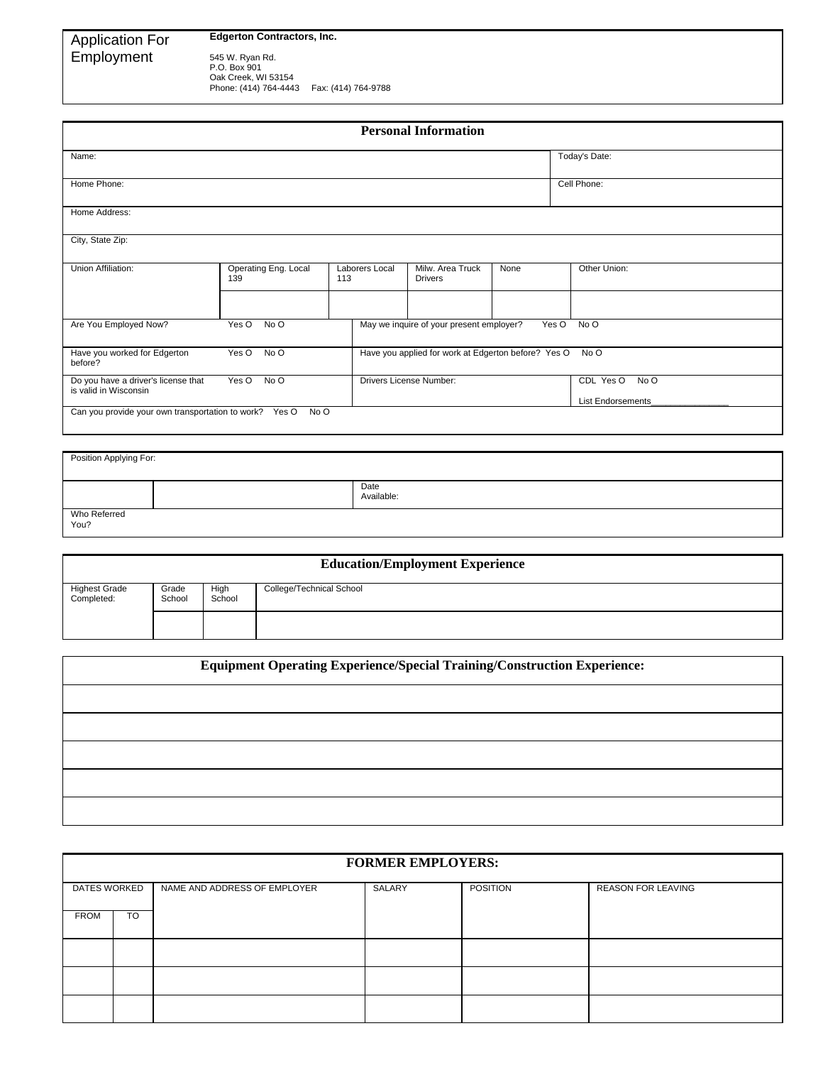# Application For Employment

**Edgerton Contractors, Inc.**

545 W. Ryan Rd.
P.O. Box 901
Oak Creek, WI 53154
Phone: (414) 764-4443 Fax: (414) 764-9788

## Personal Information

| Name: | | | | | | Today's Date: |
|---|---|---|---|---|---|---|
| Home Phone: | | | | | | Cell Phone: |
| Home Address: | | | | | | |
| City, State Zip: | | | | | | |
| Union Affiliation: | Operating Eng. Local 139 | Laborers Local 113 | Milw. Area Truck Drivers | None | | Other Union: |
| | | | | | | |
| Are You Employed Now? | Yes O No O | May we inquire of your present employer? Yes O No O | | | | |
| Have you worked for Edgerton before? | Yes O No O | Have you applied for work at Edgerton before? Yes O No O | | | | |
| Do you have a driver's license that is valid in Wisconsin | Yes O No O | Drivers License Number: | | | | CDL Yes O No O<br>List Endorsements_______________ |
| Can you provide your own transportation to work? Yes O No O | | | | | | |

| Position Applying For: | | |
|---|---|---|
| | | Date Available: |
| Who Referred You? | | |

## Education/Employment Experience

| Highest Grade Completed: | Grade School | High School | College/Technical School |
|---|---|---|---|
| | | | |

## Equipment Operating Experience/Special Training/Construction Experience:

| |
|---|
| |
| |
| |
| |
| |

## FORMER EMPLOYERS:

| DATES WORKED | | NAME AND ADDRESS OF EMPLOYER | SALARY | POSITION | REASON FOR LEAVING |
|---|---|---|---|---|---|
| FROM | TO | | | | |
| | | | | | |
| | | | | | |
| | | | | | |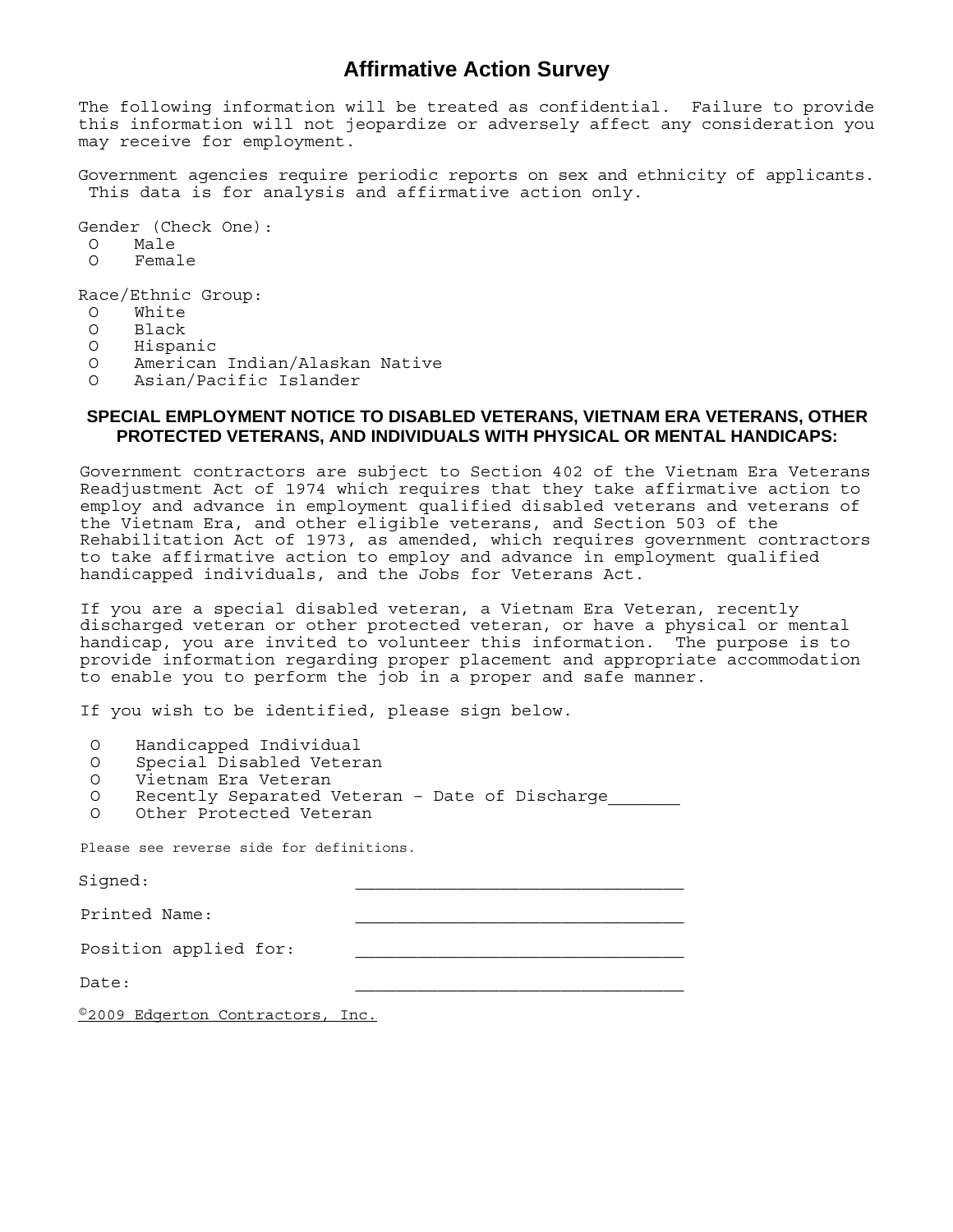# Affirmative Action Survey

The following information will be treated as confidential. Failure to provide this information will not jeopardize or adversely affect any consideration you may receive for employment.

Government agencies require periodic reports on sex and ethnicity of applicants. This data is for analysis and affirmative action only.

Gender (Check One):

- O Male
- O Female

Race/Ethnic Group:

- O White
- O Black
- O Hispanic
- O American Indian/Alaskan Native
- O Asian/Pacific Islander

**SPECIAL EMPLOYMENT NOTICE TO DISABLED VETERANS, VIETNAM ERA VETERANS, OTHER PROTECTED VETERANS, AND INDIVIDUALS WITH PHYSICAL OR MENTAL HANDICAPS:**

Government contractors are subject to Section 402 of the Vietnam Era Veterans Readjustment Act of 1974 which requires that they take affirmative action to employ and advance in employment qualified disabled veterans and veterans of the Vietnam Era, and other eligible veterans, and Section 503 of the Rehabilitation Act of 1973, as amended, which requires government contractors to take affirmative action to employ and advance in employment qualified handicapped individuals, and the Jobs for Veterans Act.

If you are a special disabled veteran, a Vietnam Era Veteran, recently discharged veteran or other protected veteran, or have a physical or mental handicap, you are invited to volunteer this information. The purpose is to provide information regarding proper placement and appropriate accommodation to enable you to perform the job in a proper and safe manner.

If you wish to be identified, please sign below.

- O Handicapped Individual
- O Special Disabled Veteran
- O Vietnam Era Veteran
- O Recently Separated Veteran – Date of Discharge_______
- O Other Protected Veteran

Please see reverse side for definitions.

Signed: _______________________________

Printed Name: _______________________________

Position applied for: _______________________________

Date: _______________________________

©2009 Edgerton Contractors, Inc.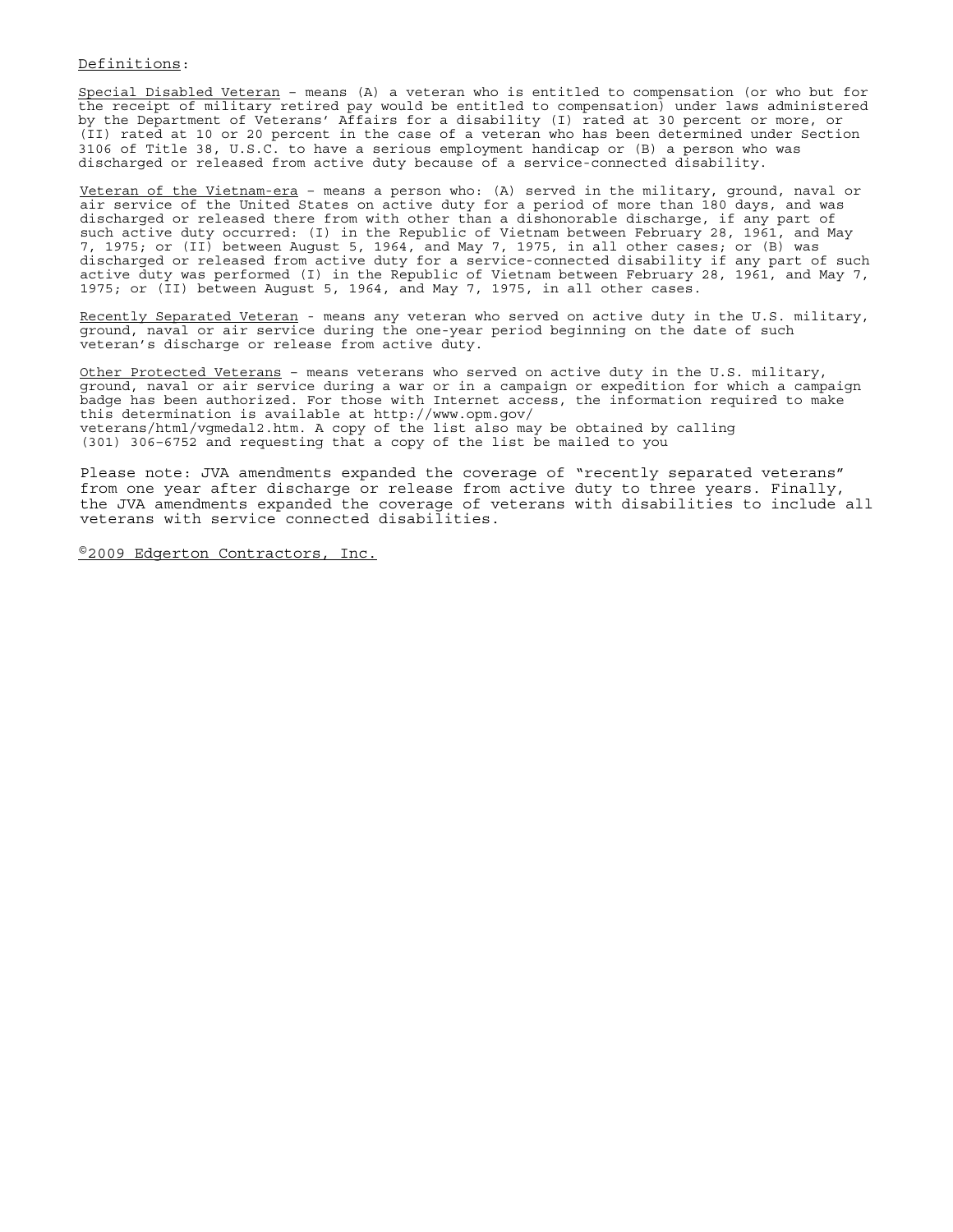Definitions:

Special Disabled Veteran – means (A) a veteran who is entitled to compensation (or who but for the receipt of military retired pay would be entitled to compensation) under laws administered by the Department of Veterans' Affairs for a disability (I) rated at 30 percent or more, or (II) rated at 10 or 20 percent in the case of a veteran who has been determined under Section 3106 of Title 38, U.S.C. to have a serious employment handicap or (B) a person who was discharged or released from active duty because of a service-connected disability.

Veteran of the Vietnam-era – means a person who: (A) served in the military, ground, naval or air service of the United States on active duty for a period of more than 180 days, and was discharged or released there from with other than a dishonorable discharge, if any part of such active duty occurred: (I) in the Republic of Vietnam between February 28, 1961, and May 7, 1975; or (II) between August 5, 1964, and May 7, 1975, in all other cases; or (B) was discharged or released from active duty for a service-connected disability if any part of such active duty was performed (I) in the Republic of Vietnam between February 28, 1961, and May 7, 1975; or (II) between August 5, 1964, and May 7, 1975, in all other cases.

Recently Separated Veteran - means any veteran who served on active duty in the U.S. military, ground, naval or air service during the one-year period beginning on the date of such veteran's discharge or release from active duty.

Other Protected Veterans – means veterans who served on active duty in the U.S. military, ground, naval or air service during a war or in a campaign or expedition for which a campaign badge has been authorized. For those with Internet access, the information required to make this determination is available at http://www.opm.gov/veterans/html/vgmedal2.htm. A copy of the list also may be obtained by calling (301) 306-6752 and requesting that a copy of the list be mailed to you

Please note: JVA amendments expanded the coverage of "recently separated veterans" from one year after discharge or release from active duty to three years. Finally, the JVA amendments expanded the coverage of veterans with disabilities to include all veterans with service connected disabilities.

©2009 Edgerton Contractors, Inc.